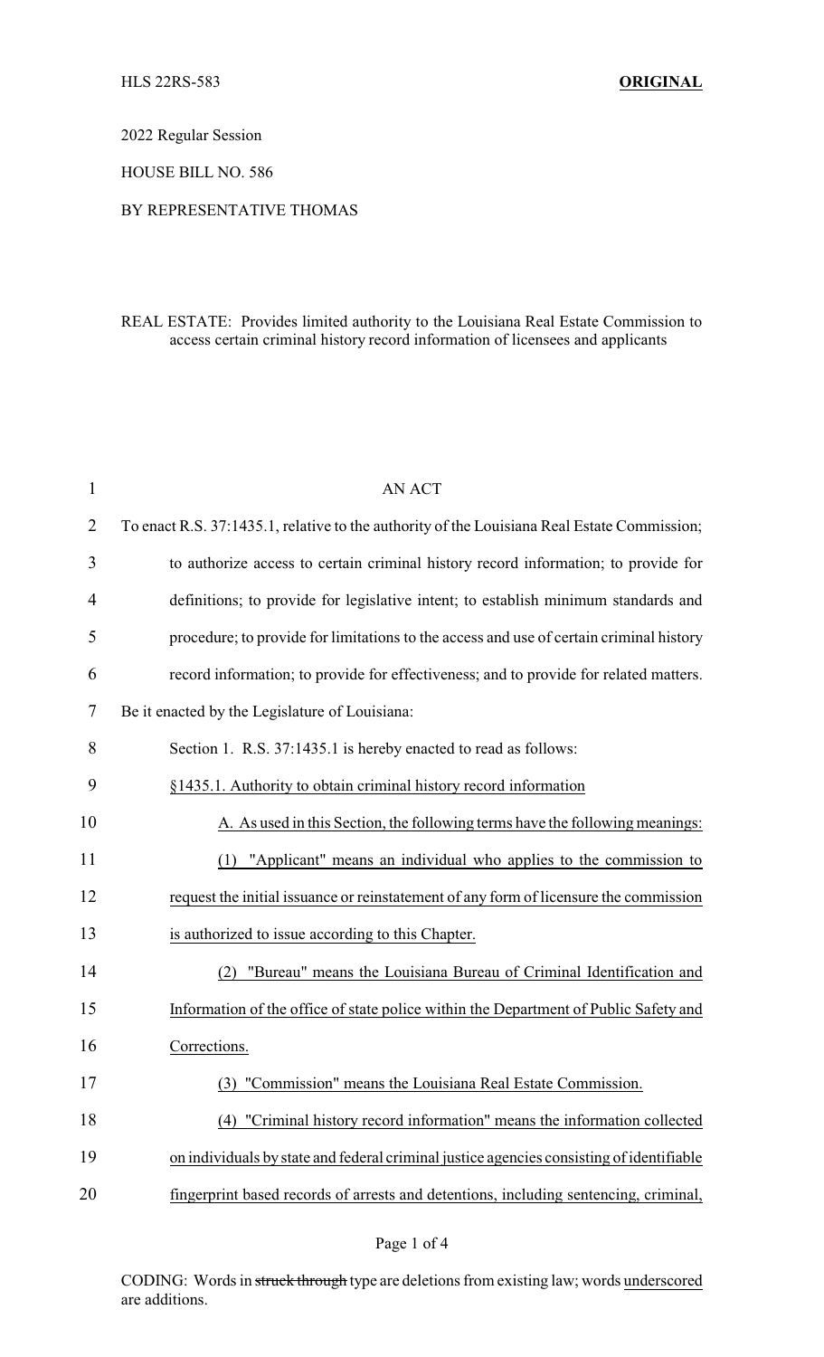HLS 22RS-583 **ORIGINAL**

2022 Regular Session

HOUSE BILL NO. 586

BY REPRESENTATIVE THOMAS

REAL ESTATE: Provides limited authority to the Louisiana Real Estate Commission to access certain criminal history record information of licensees and applicants

AN ACT

To enact R.S. 37:1435.1, relative to the authority of the Louisiana Real Estate Commission; to authorize access to certain criminal history record information; to provide for definitions; to provide for legislative intent; to establish minimum standards and procedure; to provide for limitations to the access and use of certain criminal history record information; to provide for effectiveness; and to provide for related matters.

Be it enacted by the Legislature of Louisiana:

Section 1. R.S. 37:1435.1 is hereby enacted to read as follows:

§1435.1. Authority to obtain criminal history record information

A. As used in this Section, the following terms have the following meanings:

(1) "Applicant" means an individual who applies to the commission to request the initial issuance or reinstatement of any form of licensure the commission is authorized to issue according to this Chapter.

(2) "Bureau" means the Louisiana Bureau of Criminal Identification and Information of the office of state police within the Department of Public Safety and Corrections.

(3) "Commission" means the Louisiana Real Estate Commission.

(4) "Criminal history record information" means the information collected on individuals by state and federal criminal justice agencies consisting of identifiable fingerprint based records of arrests and detentions, including sentencing, criminal,

CODING: Words in ~~struck through~~ type are deletions from existing law; words underscored are additions.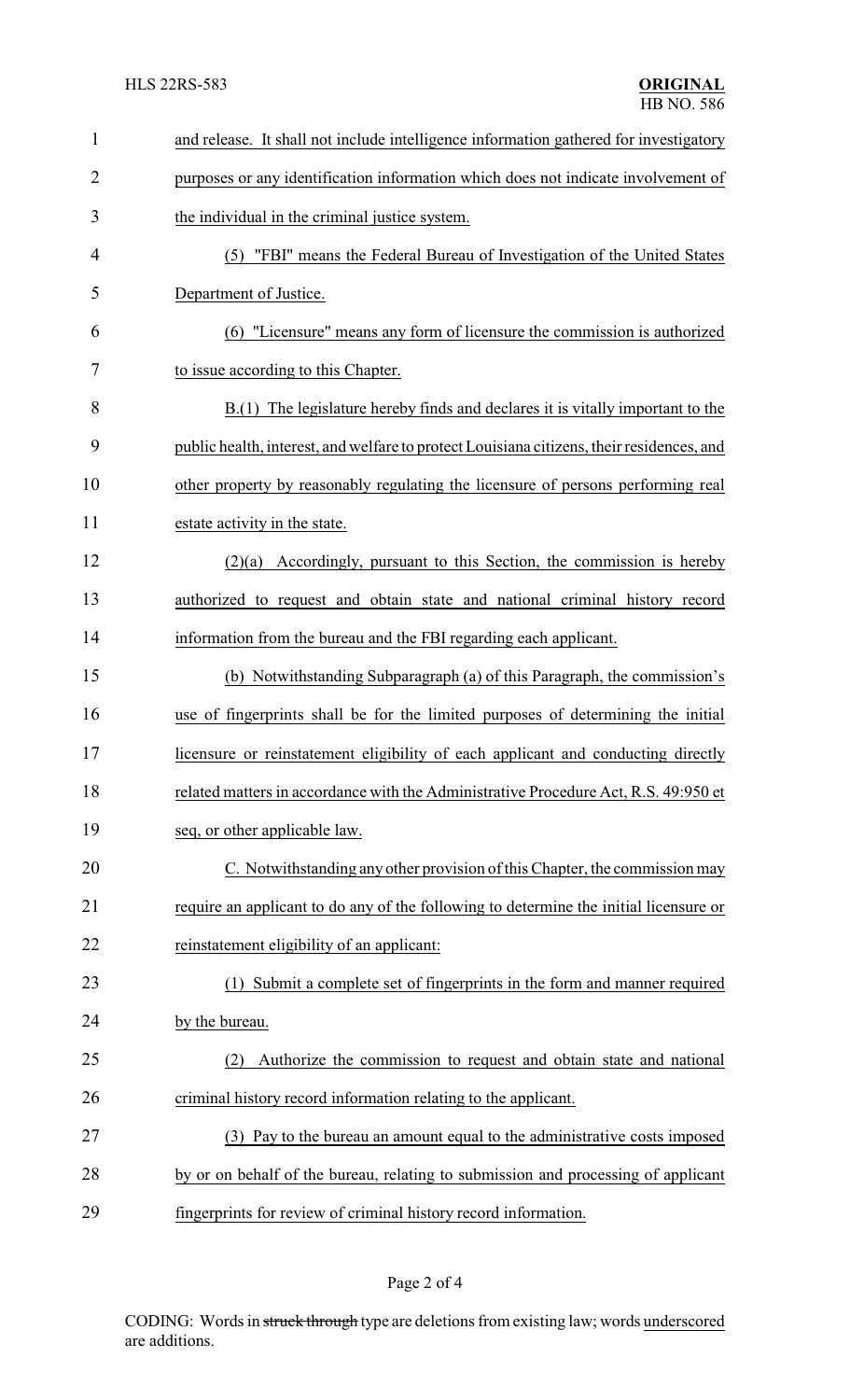and release. It shall not include intelligence information gathered for investigatory purposes or any identification information which does not indicate involvement of the individual in the criminal justice system.

(5) "FBI" means the Federal Bureau of Investigation of the United States Department of Justice.

(6) "Licensure" means any form of licensure the commission is authorized to issue according to this Chapter.

B.(1) The legislature hereby finds and declares it is vitally important to the public health, interest, and welfare to protect Louisiana citizens, their residences, and other property by reasonably regulating the licensure of persons performing real estate activity in the state.

(2)(a) Accordingly, pursuant to this Section, the commission is hereby authorized to request and obtain state and national criminal history record information from the bureau and the FBI regarding each applicant.

(b) Notwithstanding Subparagraph (a) of this Paragraph, the commission's use of fingerprints shall be for the limited purposes of determining the initial licensure or reinstatement eligibility of each applicant and conducting directly related matters in accordance with the Administrative Procedure Act, R.S. 49:950 et seq, or other applicable law.

C. Notwithstanding any other provision of this Chapter, the commission may require an applicant to do any of the following to determine the initial licensure or reinstatement eligibility of an applicant:

(1) Submit a complete set of fingerprints in the form and manner required by the bureau.

(2) Authorize the commission to request and obtain state and national criminal history record information relating to the applicant.

(3) Pay to the bureau an amount equal to the administrative costs imposed by or on behalf of the bureau, relating to submission and processing of applicant fingerprints for review of criminal history record information.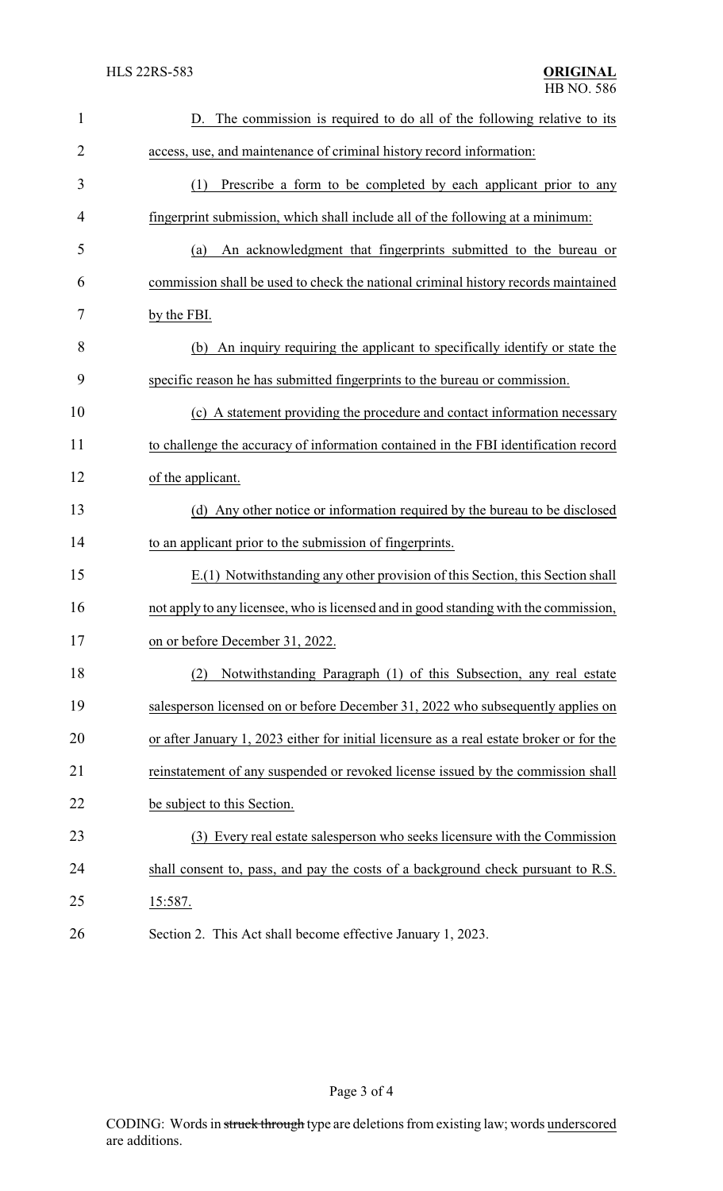D. The commission is required to do all of the following relative to its access, use, and maintenance of criminal history record information:

(1) Prescribe a form to be completed by each applicant prior to any fingerprint submission, which shall include all of the following at a minimum:

(a) An acknowledgment that fingerprints submitted to the bureau or commission shall be used to check the national criminal history records maintained by the FBI.

(b) An inquiry requiring the applicant to specifically identify or state the specific reason he has submitted fingerprints to the bureau or commission.

(c) A statement providing the procedure and contact information necessary to challenge the accuracy of information contained in the FBI identification record of the applicant.

(d) Any other notice or information required by the bureau to be disclosed to an applicant prior to the submission of fingerprints.

E.(1) Notwithstanding any other provision of this Section, this Section shall not apply to any licensee, who is licensed and in good standing with the commission, on or before December 31, 2022.

(2) Notwithstanding Paragraph (1) of this Subsection, any real estate salesperson licensed on or before December 31, 2022 who subsequently applies on or after January 1, 2023 either for initial licensure as a real estate broker or for the reinstatement of any suspended or revoked license issued by the commission shall be subject to this Section.

(3) Every real estate salesperson who seeks licensure with the Commission shall consent to, pass, and pay the costs of a background check pursuant to R.S. 15:587.

Section 2. This Act shall become effective January 1, 2023.

CODING: Words in ~~struck through~~ type are deletions from existing law; words underscored are additions.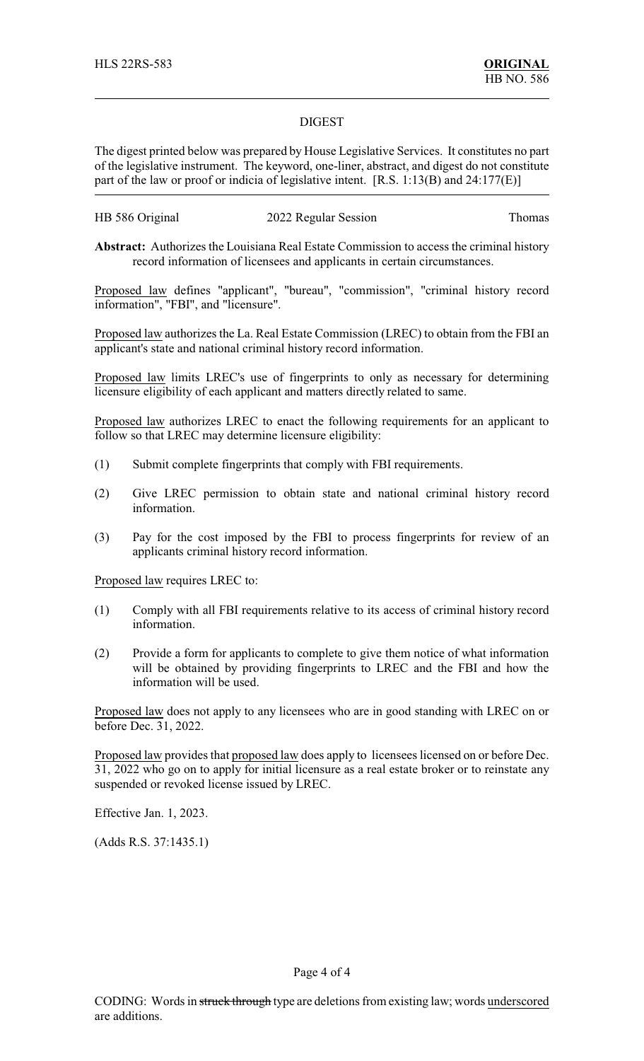HLS 22RS-583

**ORIGINAL**
HB NO. 586

## DIGEST

The digest printed below was prepared by House Legislative Services. It constitutes no part of the legislative instrument. The keyword, one-liner, abstract, and digest do not constitute part of the law or proof or indicia of legislative intent. [R.S. 1:13(B) and 24:177(E)]

HB 586 Original — 2022 Regular Session — Thomas

**Abstract:** Authorizes the Louisiana Real Estate Commission to access the criminal history record information of licensees and applicants in certain circumstances.

Proposed law defines "applicant", "bureau", "commission", "criminal history record information", "FBI", and "licensure".

Proposed law authorizes the La. Real Estate Commission (LREC) to obtain from the FBI an applicant's state and national criminal history record information.

Proposed law limits LREC's use of fingerprints to only as necessary for determining licensure eligibility of each applicant and matters directly related to same.

Proposed law authorizes LREC to enact the following requirements for an applicant to follow so that LREC may determine licensure eligibility:

(1) Submit complete fingerprints that comply with FBI requirements.

(2) Give LREC permission to obtain state and national criminal history record information.

(3) Pay for the cost imposed by the FBI to process fingerprints for review of an applicants criminal history record information.

Proposed law requires LREC to:

(1) Comply with all FBI requirements relative to its access of criminal history record information.

(2) Provide a form for applicants to complete to give them notice of what information will be obtained by providing fingerprints to LREC and the FBI and how the information will be used.

Proposed law does not apply to any licensees who are in good standing with LREC on or before Dec. 31, 2022.

Proposed law provides that proposed law does apply to licensees licensed on or before Dec. 31, 2022 who go on to apply for initial licensure as a real estate broker or to reinstate any suspended or revoked license issued by LREC.

Effective Jan. 1, 2023.

(Adds R.S. 37:1435.1)

CODING: Words in ~~struck through~~ type are deletions from existing law; words underscored are additions.